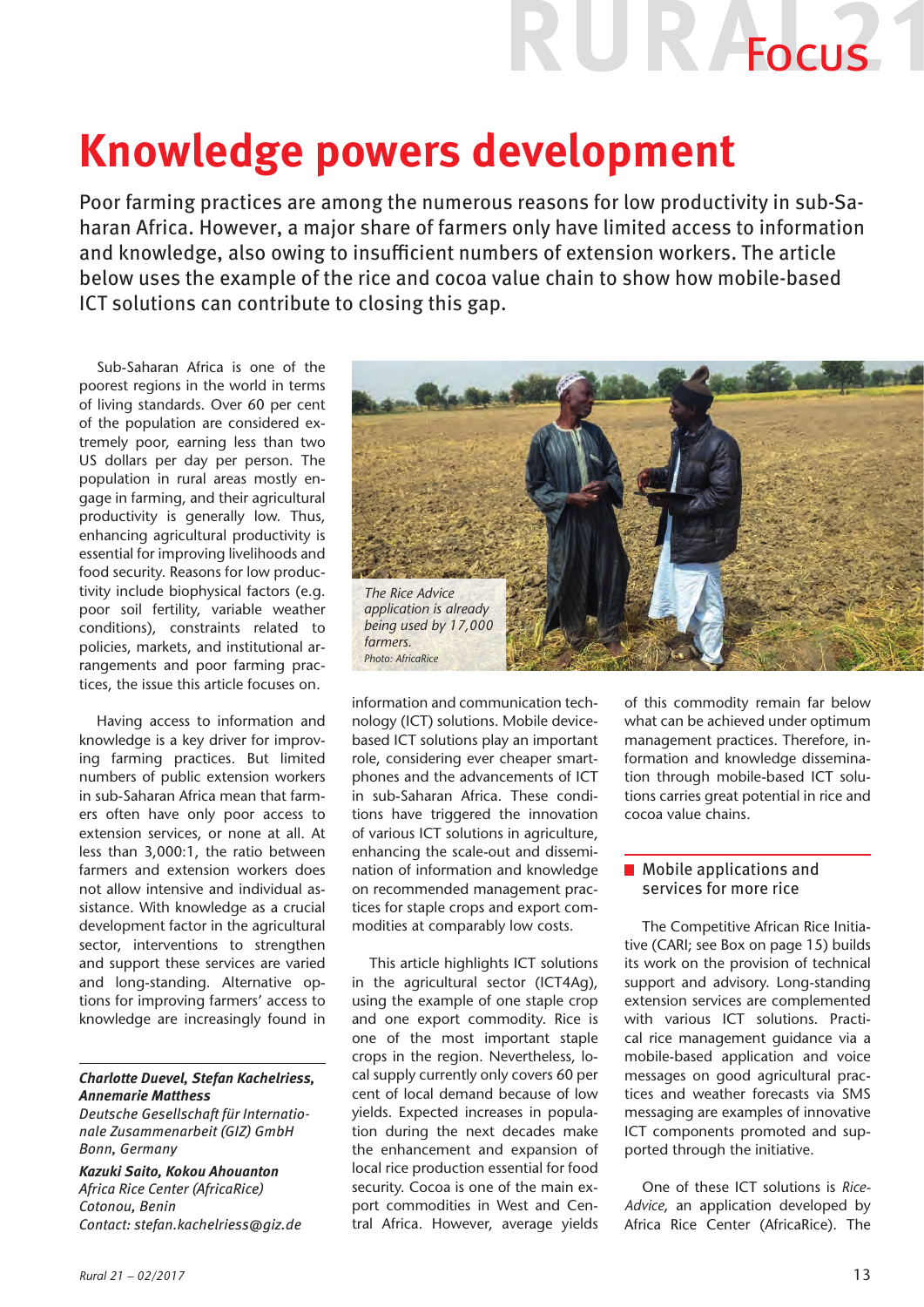# Knowledge powers development

Poor farming practices are among the numerous reasons for low productivity in sub-Saharan Africa. However, a major share of farmers only have limited access to information and knowledge, also owing to insufficient numbers of extension workers. The article below uses the example of the rice and cocoa value chain to show how mobile-based ICT solutions can contribute to closing this gap.

Sub-Saharan Africa is one of the poorest regions in the world in terms of living standards. Over 60 per cent of the population are considered extremely poor, earning less than two US dollars per day per person. The population in rural areas mostly engage in farming, and their agricultural productivity is generally low. Thus, enhancing agricultural productivity is essential for improving livelihoods and food security. Reasons for low productivity include biophysical factors (e.g. poor soil fertility, variable weather conditions), constraints related to policies, markets, and institutional arrangements and poor farming practices, the issue this article focuses on.

Having access to information and knowledge is a key driver for improving farming practices. But limited numbers of public extension workers in sub-Saharan Africa mean that farmers often have only poor access to extension services, or none at all. At less than 3,000:1, the ratio between farmers and extension workers does not allow intensive and individual assistance. With knowledge as a crucial development factor in the agricultural sector, interventions to strengthen and support these services are varied and long-standing. Alternative options for improving farmers' access to knowledge are increasingly found in information and communication technology (ICT) solutions. Mobile device-based ICT solutions play an important role, considering ever cheaper smartphones and the advancements of ICT in sub-Saharan Africa. These conditions have triggered the innovation of various ICT solutions in agriculture, enhancing the scale-out and dissemination of information and knowledge on recommended management practices for staple crops and export commodities at comparably low costs.

*The Rice Advice application is already being used by 17,000 farmers.*
*Photo: AfricaRice*

This article highlights ICT solutions in the agricultural sector (ICT4Ag), using the example of one staple crop and one export commodity. Rice is one of the most important staple crops in the region. Nevertheless, local supply currently only covers 60 per cent of local demand because of low yields. Expected increases in population during the next decades make the enhancement and expansion of local rice production essential for food security. Cocoa is one of the main export commodities in West and Central Africa. However, average yields of this commodity remain far below what can be achieved under optimum management practices. Therefore, information and knowledge dissemination through mobile-based ICT solutions carries great potential in rice and cocoa value chains.

***Charlotte Duevel, Stefan Kachelriess, Annemarie Matthess***
*Deutsche Gesellschaft für Internationale Zusammenarbeit (GIZ) GmbH*
*Bonn, Germany*

***Kazuki Saito, Kokou Ahouanton***
*Africa Rice Center (AfricaRice)*
*Cotonou, Benin*
*Contact: stefan.kachelriess@giz.de*

## Mobile applications and services for more rice

The Competitive African Rice Initiative (CARI; see Box on page 15) builds its work on the provision of technical support and advisory. Long-standing extension services are complemented with various ICT solutions. Practical rice management guidance via a mobile-based application and voice messages on good agricultural practices and weather forecasts via SMS messaging are examples of innovative ICT components promoted and supported through the initiative.

One of these ICT solutions is *Rice-Advice*, an application developed by Africa Rice Center (AfricaRice). The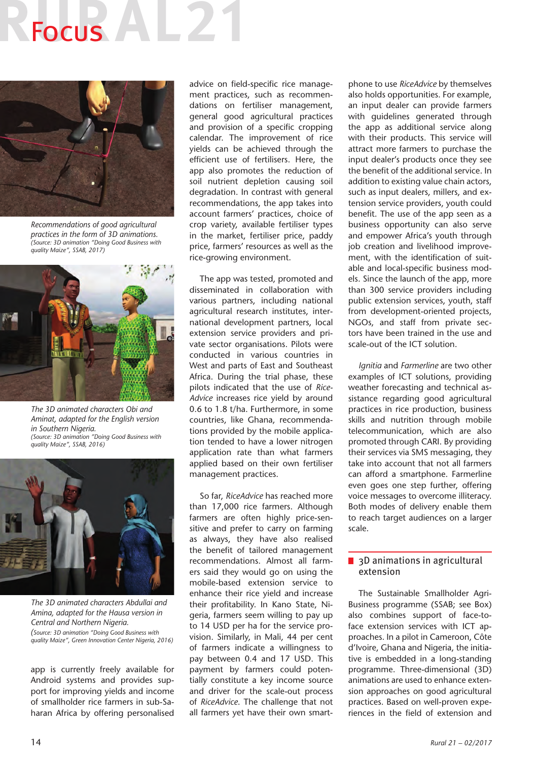*Recommendations of good agricultural practices in the form of 3D animations.*
*(Source: 3D animation "Doing Good Business with quality Maize", SSAB, 2017)*

*The 3D animated characters Obi and Aminat, adapted for the English version in Southern Nigeria.*
*(Source: 3D animation "Doing Good Business with quality Maize", SSAB, 2016)*

*The 3D animated characters Abdullai and Amina, adapted for the Hausa version in Central and Northern Nigeria.*
*(Source: 3D animation "Doing Good Business with quality Maize", Green Innovation Center Nigeria, 2016)*

app is currently freely available for Android systems and provides support for improving yields and income of smallholder rice farmers in sub-Saharan Africa by offering personalised advice on field-specific rice management practices, such as recommendations on fertiliser management, general good agricultural practices and provision of a specific cropping calendar. The improvement of rice yields can be achieved through the efficient use of fertilisers. Here, the app also promotes the reduction of soil nutrient depletion causing soil degradation. In contrast with general recommendations, the app takes into account farmers' practices, choice of crop variety, available fertiliser types in the market, fertiliser price, paddy price, farmers' resources as well as the rice-growing environment.

The app was tested, promoted and disseminated in collaboration with various partners, including national agricultural research institutes, international development partners, local extension service providers and private sector organisations. Pilots were conducted in various countries in West and parts of East and Southeast Africa. During the trial phase, these pilots indicated that the use of *RiceAdvice* increases rice yield by around 0.6 to 1.8 t/ha. Furthermore, in some countries, like Ghana, recommendations provided by the mobile application tended to have a lower nitrogen application rate than what farmers applied based on their own fertiliser management practices.

So far, *RiceAdvice* has reached more than 17,000 rice farmers. Although farmers are often highly price-sensitive and prefer to carry on farming as always, they have also realised the benefit of tailored management recommendations. Almost all farmers said they would go on using the mobile-based extension service to enhance their rice yield and increase their profitability. In Kano State, Nigeria, farmers seem willing to pay up to 14 USD per ha for the service provision. Similarly, in Mali, 44 per cent of farmers indicate a willingness to pay between 0.4 and 17 USD. This payment by farmers could potentially constitute a key income source and driver for the scale-out process of *RiceAdvice*. The challenge that not all farmers yet have their own smartphone to use *RiceAdvice* by themselves also holds opportunities. For example, an input dealer can provide farmers with guidelines generated through the app as additional service along with their products. This service will attract more farmers to purchase the input dealer's products once they see the benefit of the additional service. In addition to existing value chain actors, such as input dealers, millers, and extension service providers, youth could benefit. The use of the app seen as a business opportunity can also serve and empower Africa's youth through job creation and livelihood improvement, with the identification of suitable and local-specific business models. Since the launch of the app, more than 300 service providers including public extension services, youth, staff from development-oriented projects, NGOs, and staff from private sectors have been trained in the use and scale-out of the ICT solution.

*Ignitia* and *Farmerline* are two other examples of ICT solutions, providing weather forecasting and technical assistance regarding good agricultural practices in rice production, business skills and nutrition through mobile telecommunication, which are also promoted through CARI. By providing their services via SMS messaging, they take into account that not all farmers can afford a smartphone. Farmerline even goes one step further, offering voice messages to overcome illiteracy. Both modes of delivery enable them to reach target audiences on a larger scale.

## 3D animations in agricultural extension

The Sustainable Smallholder Agri-Business programme (SSAB; see Box) also combines support of face-to-face extension services with ICT approaches. In a pilot in Cameroon, Côte d'Ivoire, Ghana and Nigeria, the initiative is embedded in a long-standing programme. Three-dimensional (3D) animations are used to enhance extension approaches on good agricultural practices. Based on well-proven experiences in the field of extension and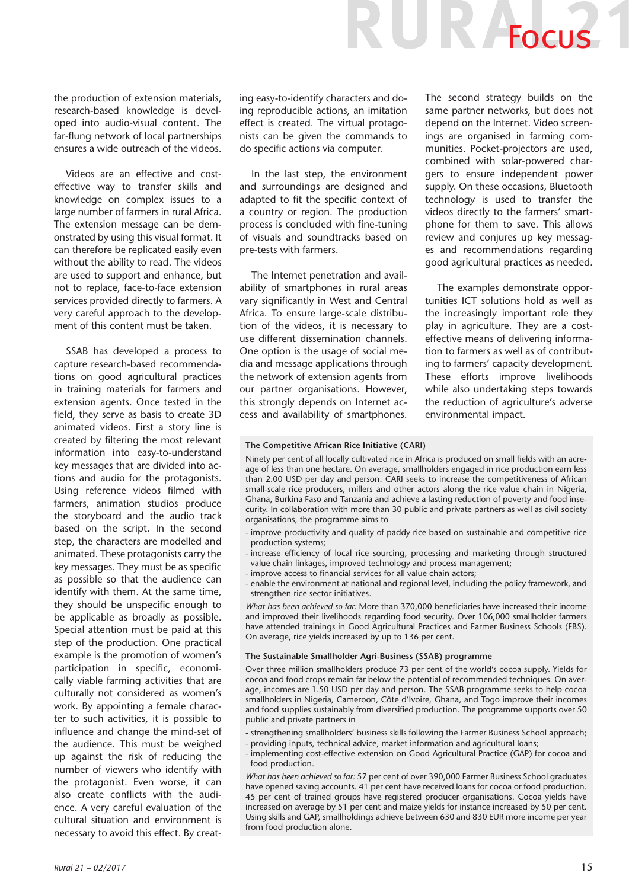the production of extension materials, research-based knowledge is developed into audio-visual content. The far-flung network of local partnerships ensures a wide outreach of the videos.

Videos are an effective and cost-effective way to transfer skills and knowledge on complex issues to a large number of farmers in rural Africa. The extension message can be demonstrated by using this visual format. It can therefore be replicated easily even without the ability to read. The videos are used to support and enhance, but not to replace, face-to-face extension services provided directly to farmers. A very careful approach to the development of this content must be taken.

SSAB has developed a process to capture research-based recommendations on good agricultural practices in training materials for farmers and extension agents. Once tested in the field, they serve as basis to create 3D animated videos. First a story line is created by filtering the most relevant information into easy-to-understand key messages that are divided into actions and audio for the protagonists. Using reference videos filmed with farmers, animation studios produce the storyboard and the audio track based on the script. In the second step, the characters are modelled and animated. These protagonists carry the key messages. They must be as specific as possible so that the audience can identify with them. At the same time, they should be unspecific enough to be applicable as broadly as possible. Special attention must be paid at this step of the production. One practical example is the promotion of women's participation in specific, economically viable farming activities that are culturally not considered as women's work. By appointing a female character to such activities, it is possible to influence and change the mind-set of the audience. This must be weighed up against the risk of reducing the number of viewers who identify with the protagonist. Even worse, it can also create conflicts with the audience. A very careful evaluation of the cultural situation and environment is necessary to avoid this effect. By creating easy-to-identify characters and doing reproducible actions, an imitation effect is created. The virtual protagonists can be given the commands to do specific actions via computer.

In the last step, the environment and surroundings are designed and adapted to fit the specific context of a country or region. The production process is concluded with fine-tuning of visuals and soundtracks based on pre-tests with farmers.

The Internet penetration and availability of smartphones in rural areas vary significantly in West and Central Africa. To ensure large-scale distribution of the videos, it is necessary to use different dissemination channels. One option is the usage of social media and message applications through the network of extension agents from our partner organisations. However, this strongly depends on Internet access and availability of smartphones. The second strategy builds on the same partner networks, but does not depend on the Internet. Video screenings are organised in farming communities. Pocket-projectors are used, combined with solar-powered chargers to ensure independent power supply. On these occasions, Bluetooth technology is used to transfer the videos directly to the farmers' smartphone for them to save. This allows review and conjures up key messages and recommendations regarding good agricultural practices as needed.

The examples demonstrate opportunities ICT solutions hold as well as the increasingly important role they play in agriculture. They are a cost-effective means of delivering information to farmers as well as of contributing to farmers' capacity development. These efforts improve livelihoods while also undertaking steps towards the reduction of agriculture's adverse environmental impact.

**The Competitive African Rice Initiative (CARI)**

Ninety per cent of all locally cultivated rice in Africa is produced on small fields with an acreage of less than one hectare. On average, smallholders engaged in rice production earn less than 2.00 USD per day and person. CARI seeks to increase the competitiveness of African small-scale rice producers, millers and other actors along the rice value chain in Nigeria, Ghana, Burkina Faso and Tanzania and achieve a lasting reduction of poverty and food insecurity. In collaboration with more than 30 public and private partners as well as civil society organisations, the programme aims to

- improve productivity and quality of paddy rice based on sustainable and competitive rice production systems;
- increase efficiency of local rice sourcing, processing and marketing through structured value chain linkages, improved technology and process management;
- improve access to financial services for all value chain actors;
- enable the environment at national and regional level, including the policy framework, and strengthen rice sector initiatives.

*What has been achieved so far:* More than 370,000 beneficiaries have increased their income and improved their livelihoods regarding food security. Over 106,000 smallholder farmers have attended trainings in Good Agricultural Practices and Farmer Business Schools (FBS). On average, rice yields increased by up to 136 per cent.

**The Sustainable Smallholder Agri-Business (SSAB) programme**

Over three million smallholders produce 73 per cent of the world's cocoa supply. Yields for cocoa and food crops remain far below the potential of recommended techniques. On average, incomes are 1.50 USD per day and person. The SSAB programme seeks to help cocoa smallholders in Nigeria, Cameroon, Côte d'Ivoire, Ghana, and Togo improve their incomes and food supplies sustainably from diversified production. The programme supports over 50 public and private partners in

- strengthening smallholders' business skills following the Farmer Business School approach;
- providing inputs, technical advice, market information and agricultural loans;
- implementing cost-effective extension on Good Agricultural Practice (GAP) for cocoa and food production.

*What has been achieved so far:* 57 per cent of over 390,000 Farmer Business School graduates have opened saving accounts. 41 per cent have received loans for cocoa or food production. 45 per cent of trained groups have registered producer organisations. Cocoa yields have increased on average by 51 per cent and maize yields for instance increased by 50 per cent. Using skills and GAP, smallholdings achieve between 630 and 830 EUR more income per year from food production alone.